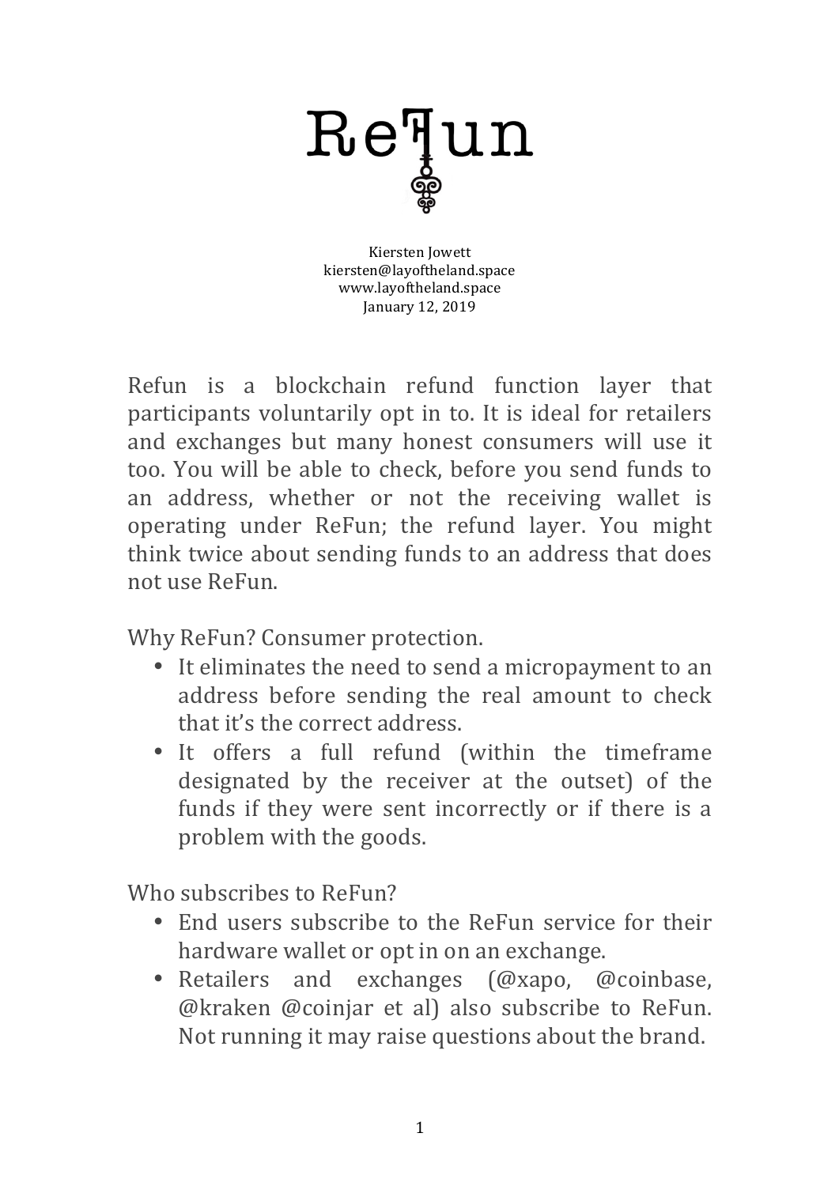# ReFun

Kiersten Jowett
kiersten@layoftheland.space
www.layoftheland.space
January 12, 2019

Refun is a blockchain refund function layer that participants voluntarily opt in to. It is ideal for retailers and exchanges but many honest consumers will use it too. You will be able to check, before you send funds to an address, whether or not the receiving wallet is operating under ReFun; the refund layer. You might think twice about sending funds to an address that does not use ReFun.

Why ReFun? Consumer protection.

- It eliminates the need to send a micropayment to an address before sending the real amount to check that it's the correct address.
- It offers a full refund (within the timeframe designated by the receiver at the outset) of the funds if they were sent incorrectly or if there is a problem with the goods.

Who subscribes to ReFun?

- End users subscribe to the ReFun service for their hardware wallet or opt in on an exchange.
- Retailers and exchanges (@xapo, @coinbase, @kraken @coinjar et al) also subscribe to ReFun. Not running it may raise questions about the brand.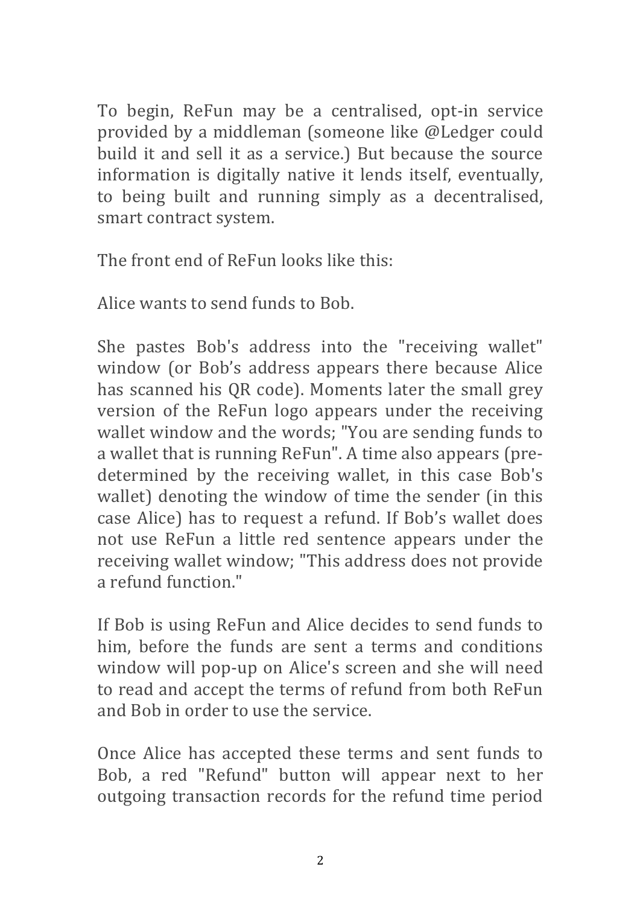To begin, ReFun may be a centralised, opt-in service provided by a middleman (someone like @Ledger could build it and sell it as a service.) But because the source information is digitally native it lends itself, eventually, to being built and running simply as a decentralised, smart contract system.

The front end of ReFun looks like this:

Alice wants to send funds to Bob.

She pastes Bob's address into the "receiving wallet" window (or Bob's address appears there because Alice has scanned his QR code). Moments later the small grey version of the ReFun logo appears under the receiving wallet window and the words; "You are sending funds to a wallet that is running ReFun". A time also appears (pre-determined by the receiving wallet, in this case Bob's wallet) denoting the window of time the sender (in this case Alice) has to request a refund. If Bob's wallet does not use ReFun a little red sentence appears under the receiving wallet window; "This address does not provide a refund function."

If Bob is using ReFun and Alice decides to send funds to him, before the funds are sent a terms and conditions window will pop-up on Alice's screen and she will need to read and accept the terms of refund from both ReFun and Bob in order to use the service.

Once Alice has accepted these terms and sent funds to Bob, a red "Refund" button will appear next to her outgoing transaction records for the refund time period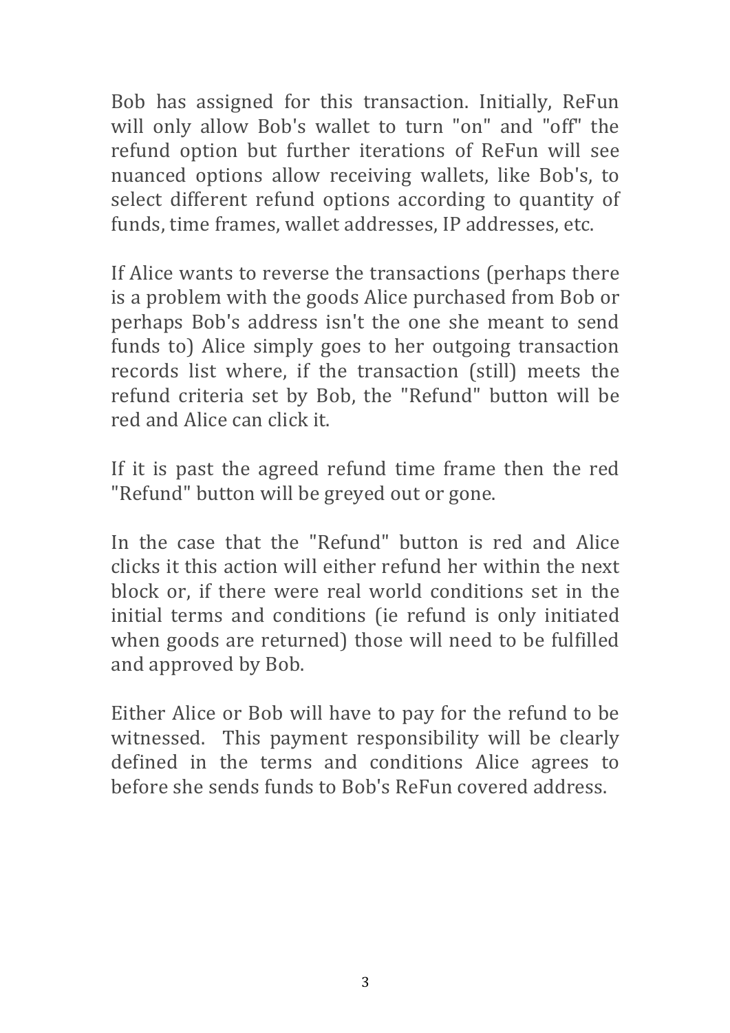Bob has assigned for this transaction. Initially, ReFun will only allow Bob's wallet to turn "on" and "off" the refund option but further iterations of ReFun will see nuanced options allow receiving wallets, like Bob's, to select different refund options according to quantity of funds, time frames, wallet addresses, IP addresses, etc.

If Alice wants to reverse the transactions (perhaps there is a problem with the goods Alice purchased from Bob or perhaps Bob's address isn't the one she meant to send funds to) Alice simply goes to her outgoing transaction records list where, if the transaction (still) meets the refund criteria set by Bob, the "Refund" button will be red and Alice can click it.

If it is past the agreed refund time frame then the red "Refund" button will be greyed out or gone.

In the case that the "Refund" button is red and Alice clicks it this action will either refund her within the next block or, if there were real world conditions set in the initial terms and conditions (ie refund is only initiated when goods are returned) those will need to be fulfilled and approved by Bob.

Either Alice or Bob will have to pay for the refund to be witnessed. This payment responsibility will be clearly defined in the terms and conditions Alice agrees to before she sends funds to Bob's ReFun covered address.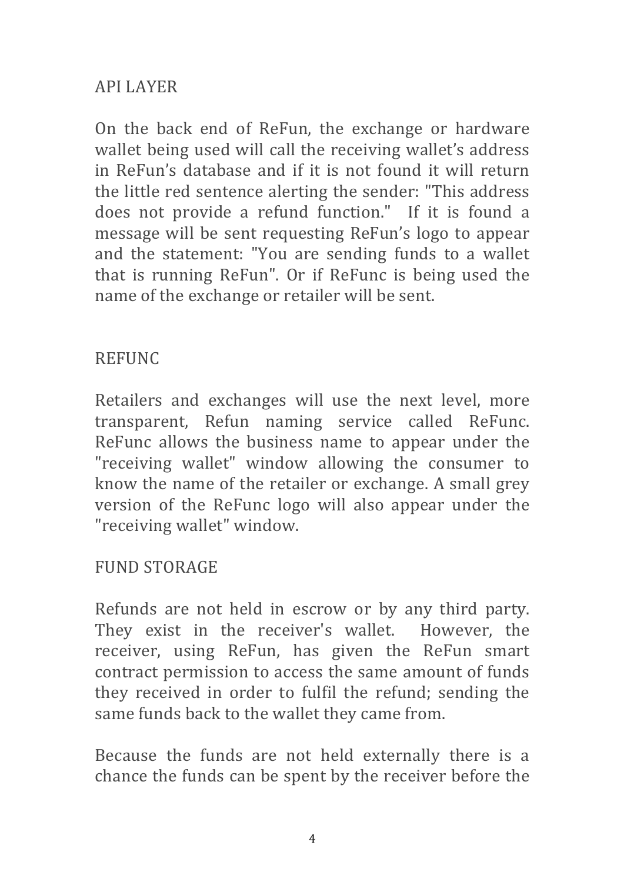## API LAYER

On the back end of ReFun, the exchange or hardware wallet being used will call the receiving wallet's address in ReFun's database and if it is not found it will return the little red sentence alerting the sender: "This address does not provide a refund function." If it is found a message will be sent requesting ReFun's logo to appear and the statement: "You are sending funds to a wallet that is running ReFun". Or if ReFunc is being used the name of the exchange or retailer will be sent.

## REFUNC

Retailers and exchanges will use the next level, more transparent, Refun naming service called ReFunc. ReFunc allows the business name to appear under the "receiving wallet" window allowing the consumer to know the name of the retailer or exchange. A small grey version of the ReFunc logo will also appear under the "receiving wallet" window.

## FUND STORAGE

Refunds are not held in escrow or by any third party. They exist in the receiver's wallet. However, the receiver, using ReFun, has given the ReFun smart contract permission to access the same amount of funds they received in order to fulfil the refund; sending the same funds back to the wallet they came from.

Because the funds are not held externally there is a chance the funds can be spent by the receiver before the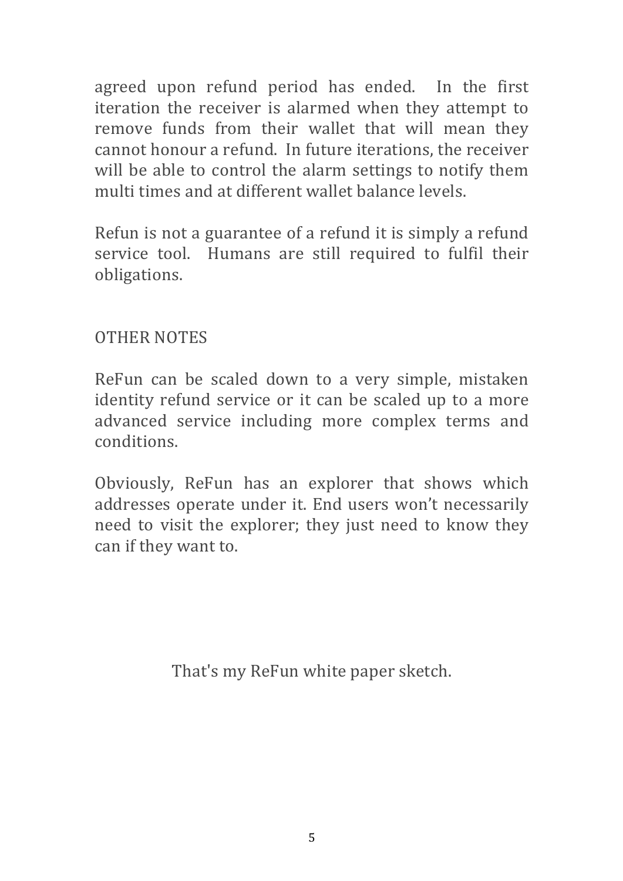agreed upon refund period has ended. In the first iteration the receiver is alarmed when they attempt to remove funds from their wallet that will mean they cannot honour a refund. In future iterations, the receiver will be able to control the alarm settings to notify them multi times and at different wallet balance levels.

Refun is not a guarantee of a refund it is simply a refund service tool. Humans are still required to fulfil their obligations.

## OTHER NOTES

ReFun can be scaled down to a very simple, mistaken identity refund service or it can be scaled up to a more advanced service including more complex terms and conditions.

Obviously, ReFun has an explorer that shows which addresses operate under it. End users won't necessarily need to visit the explorer; they just need to know they can if they want to.

That's my ReFun white paper sketch.